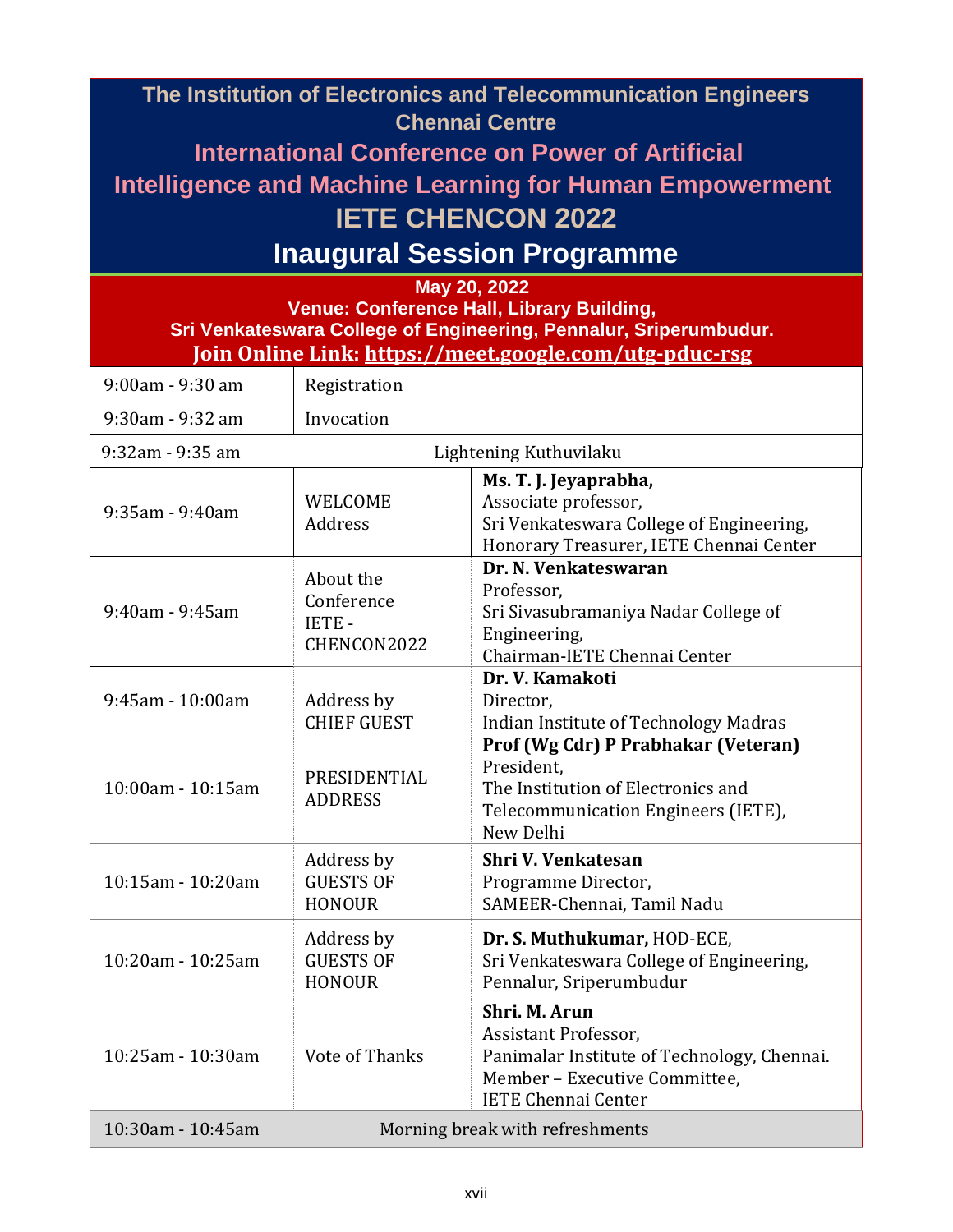# The Institution of Electronics and Telecommunication Engineers Chennai Centre

## International Conference on Power of Artificial Intelligence and Machine Learning for Human Empowerment

## IETE CHENCON 2022

## Inaugural Session Programme

**May 20, 2022**
**Venue: Conference Hall, Library Building,**
**Sri Venkateswara College of Engineering, Pennalur, Sriperumbudur.**
**Join Online Link: https://meet.google.com/utg-pduc-rsg**

| Time | Programme | Speaker |
|---|---|---|
| 9:00am - 9:30 am | Registration | |
| 9:30am - 9:32 am | Invocation | |
| 9:32am - 9:35 am | Lightening Kuthuvilaku | |
| 9:35am - 9:40am | WELCOME Address | **Ms. T. J. Jeyaprabha,** Associate professor, Sri Venkateswara College of Engineering, Honorary Treasurer, IETE Chennai Center |
| 9:40am - 9:45am | About the Conference IETE - CHENCON2022 | **Dr. N. Venkateswaran** Professor, Sri Sivasubramaniya Nadar College of Engineering, Chairman-IETE Chennai Center |
| 9:45am - 10:00am | Address by CHIEF GUEST | **Dr. V. Kamakoti** Director, Indian Institute of Technology Madras |
| 10:00am - 10:15am | PRESIDENTIAL ADDRESS | **Prof (Wg Cdr) P Prabhakar (Veteran)** President, The Institution of Electronics and Telecommunication Engineers (IETE), New Delhi |
| 10:15am - 10:20am | Address by GUESTS OF HONOUR | **Shri V. Venkatesan** Programme Director, SAMEER-Chennai, Tamil Nadu |
| 10:20am - 10:25am | Address by GUESTS OF HONOUR | **Dr. S. Muthukumar,** HOD-ECE, Sri Venkateswara College of Engineering, Pennalur, Sriperumbudur |
| 10:25am - 10:30am | Vote of Thanks | **Shri. M. Arun** Assistant Professor, Panimalar Institute of Technology, Chennai. Member – Executive Committee, IETE Chennai Center |
| 10:30am - 10:45am | Morning break with refreshments | |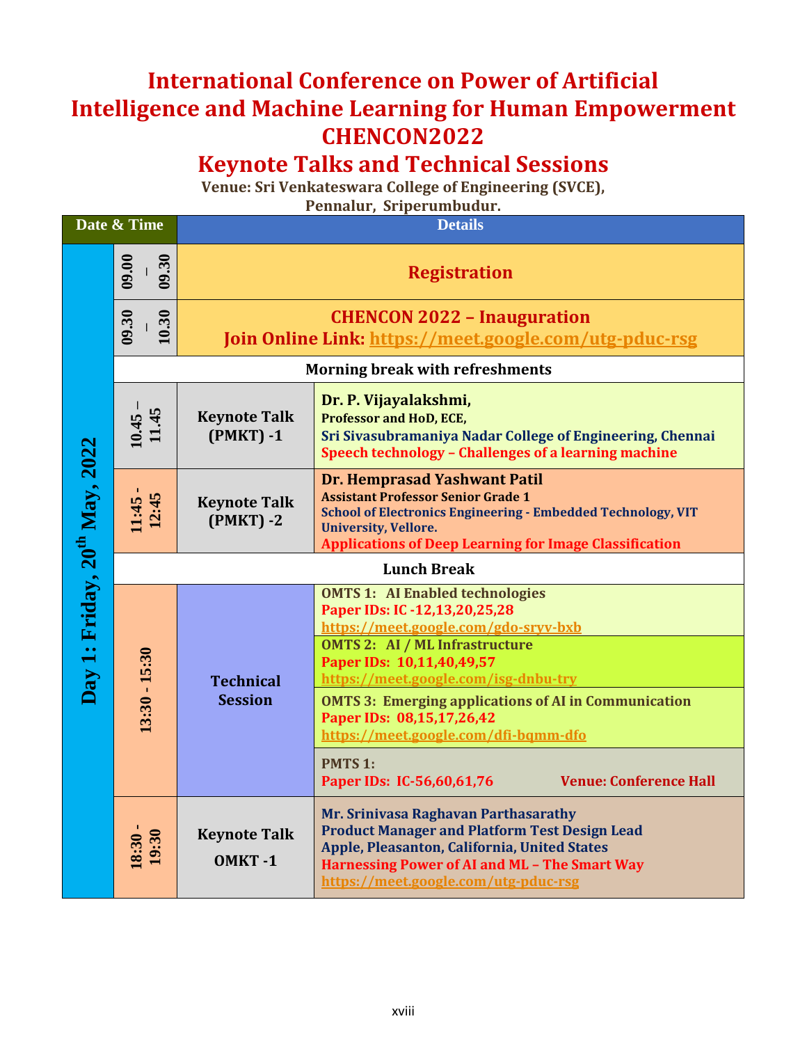# International Conference on Power of Artificial Intelligence and Machine Learning for Human Empowerment CHENCON2022

## Keynote Talks and Technical Sessions

**Venue: Sri Venkateswara College of Engineering (SVCE), Pennalur, Sriperumbudur.**

| Date & Time | | | Details |
|---|---|---|---|
| Day 1: Friday, 20th May, 2022 | 09.00 – 09.30 | Registration | |
| | 09.30 – 10.30 | CHENCON 2022 – Inauguration<br>Join Online Link: https://meet.google.com/utg-pduc-rsg | |
| | Morning break with refreshments | | |
| | 10.45 – 11.45 | Keynote Talk (PMKT) -1 | **Dr. P. Vijayalakshmi,**<br>Professor and HoD, ECE,<br>Sri Sivasubramaniya Nadar College of Engineering, Chennai<br>Speech technology – Challenges of a learning machine |
| | 11:45 - 12:45 | Keynote Talk (PMKT) -2 | **Dr. Hemprasad Yashwant Patil**<br>Assistant Professor Senior Grade 1<br>School of Electronics Engineering - Embedded Technology, VIT University, Vellore.<br>Applications of Deep Learning for Image Classification |
| | Lunch Break | | |
| | 13:30 - 15:30 | Technical Session | OMTS 1: AI Enabled technologies<br>Paper IDs: IC -12,13,20,25,28<br>https://meet.google.com/gdo-sryv-bxb |
| | | | OMTS 2: AI / ML Infrastructure<br>Paper IDs: 10,11,40,49,57<br>https://meet.google.com/isg-dnbu-try |
| | | | OMTS 3: Emerging applications of AI in Communication<br>Paper IDs: 08,15,17,26,42<br>https://meet.google.com/dfi-bqmm-dfo |
| | | | PMTS 1:<br>Paper IDs: IC-56,60,61,76 Venue: Conference Hall |
| | 18:30 - 19:30 | Keynote Talk OMKT -1 | Mr. Srinivasa Raghavan Parthasarathy<br>Product Manager and Platform Test Design Lead<br>Apple, Pleasanton, California, United States<br>Harnessing Power of AI and ML – The Smart Way<br>https://meet.google.com/utg-pduc-rsg |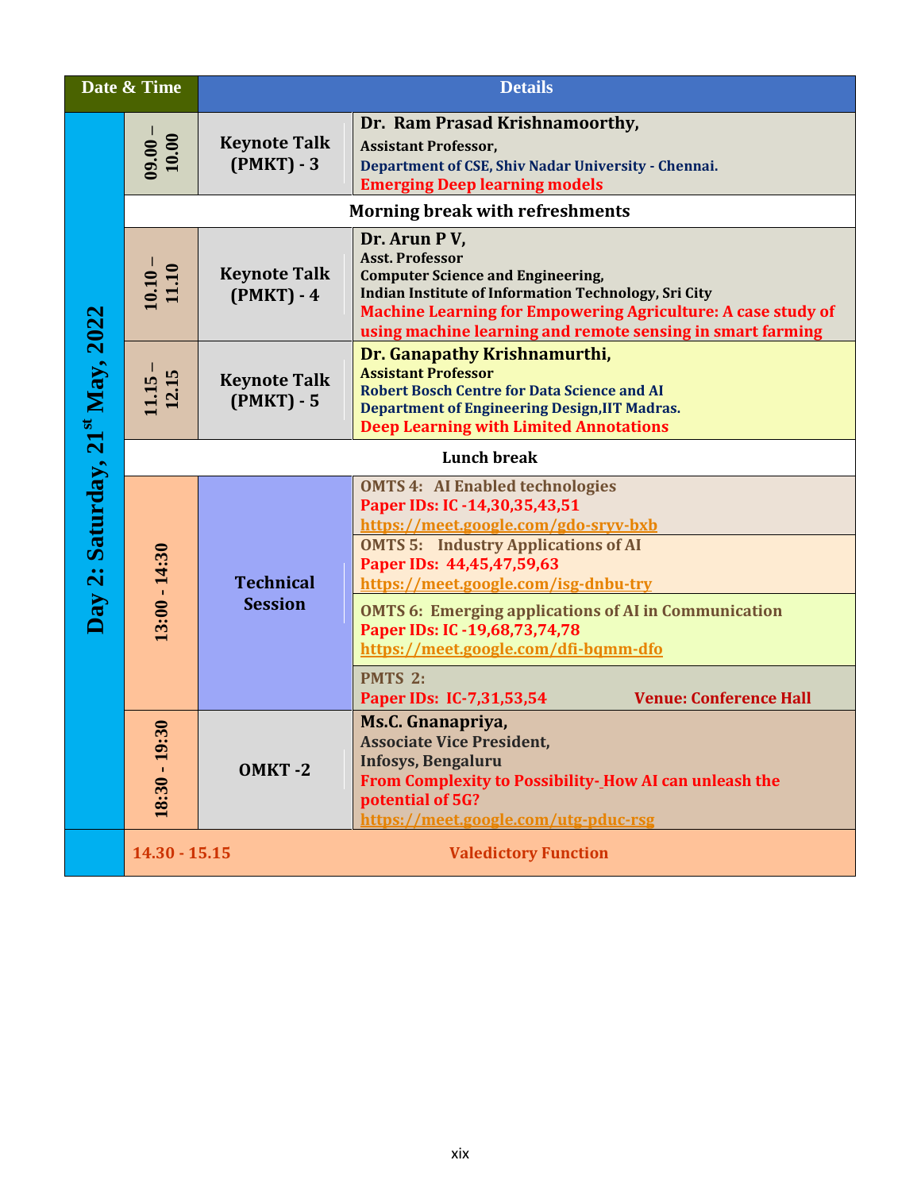| Date & Time | | Details | |
|---|---|---|---|
| Day 2: Saturday, 21st May, 2022 | 09.00 – 10.00 | Keynote Talk (PMKT) - 3 | **Dr. Ram Prasad Krishnamoorthy,**<br>Assistant Professor,<br>Department of CSE, Shiv Nadar University - Chennai.<br>Emerging Deep learning models |
| | Morning break with refreshments | | |
| | 10.10 – 11.10 | Keynote Talk (PMKT) - 4 | **Dr. Arun P V,**<br>Asst. Professor<br>Computer Science and Engineering,<br>Indian Institute of Information Technology, Sri City<br>Machine Learning for Empowering Agriculture: A case study of using machine learning and remote sensing in smart farming |
| | 11.15 – 12.15 | Keynote Talk (PMKT) - 5 | **Dr. Ganapathy Krishnamurthi,**<br>Assistant Professor<br>Robert Bosch Centre for Data Science and AI<br>Department of Engineering Design,IIT Madras.<br>Deep Learning with Limited Annotations |
| | Lunch break | | |
| | 13:00 - 14:30 | Technical Session | OMTS 4: AI Enabled technologies<br>Paper IDs: IC -14,30,35,43,51<br>https://meet.google.com/gdo-sryv-bxb |
| | | | OMTS 5: Industry Applications of AI<br>Paper IDs: 44,45,47,59,63<br>https://meet.google.com/isg-dnbu-try |
| | | | OMTS 6: Emerging applications of AI in Communication<br>Paper IDs: IC -19,68,73,74,78<br>https://meet.google.com/dfi-bqmm-dfo |
| | | | PMTS 2:<br>Paper IDs: IC-7,31,53,54 Venue: Conference Hall |
| | 18:30 - 19:30 | OMKT -2 | **Ms.C. Gnanapriya,**<br>Associate Vice President,<br>Infosys, Bengaluru<br>From Complexity to Possibility- How AI can unleash the potential of 5G?<br>https://meet.google.com/utg-pduc-rsg |
| | 14.30 - 15.15 | Valedictory Function | |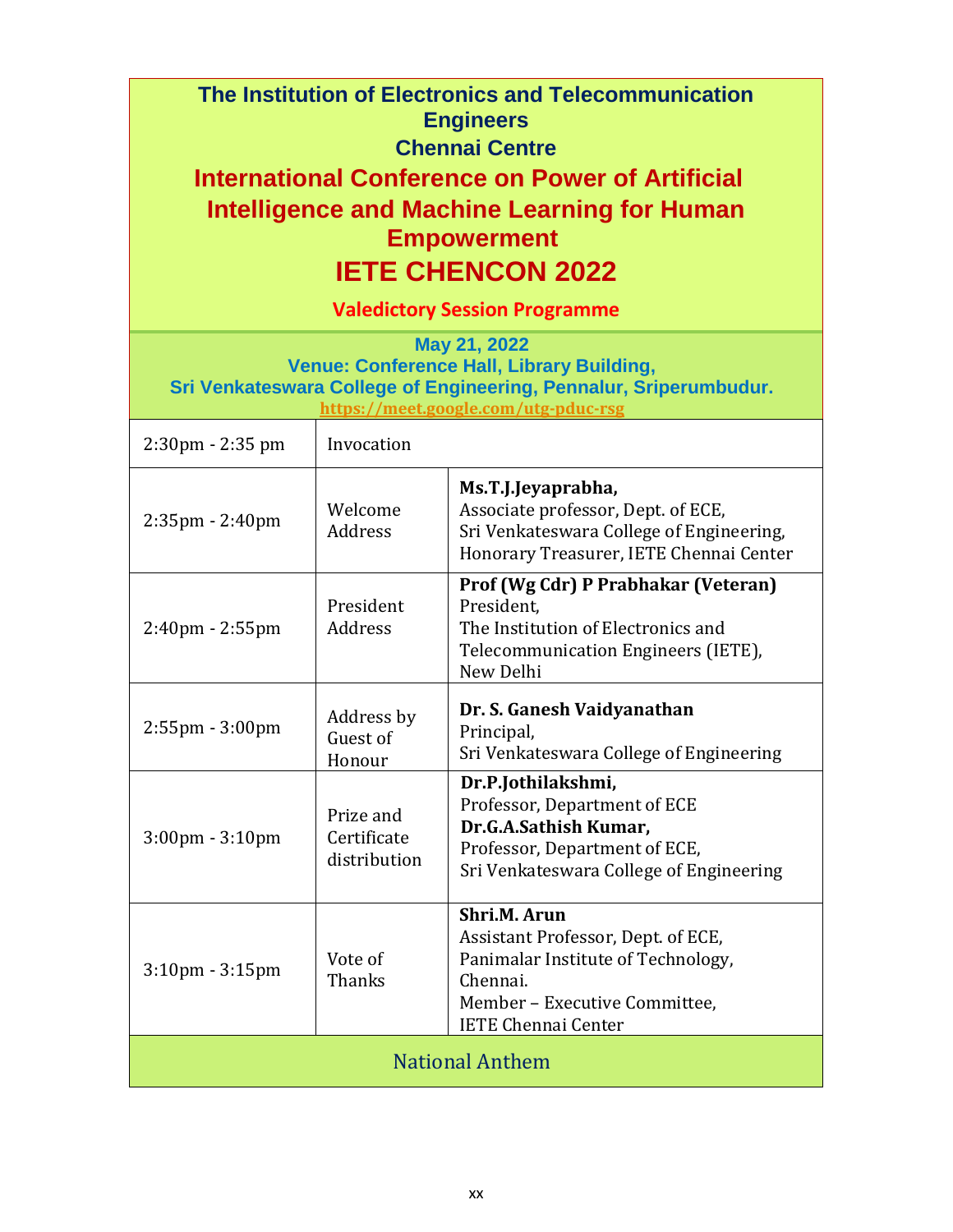# The Institution of Electronics and Telecommunication Engineers

## Chennai Centre

## International Conference on Power of Artificial Intelligence and Machine Learning for Human Empowerment

# IETE CHENCON 2022

### Valedictory Session Programme

**May 21, 2022**

**Venue: Conference Hall, Library Building,**

**Sri Venkateswara College of Engineering, Pennalur, Sriperumbudur.**

https://meet.google.com/utg-pduc-rsg

| | | |
|---|---|---|
| 2:30pm - 2:35 pm | Invocation | |
| 2:35pm - 2:40pm | Welcome Address | **Ms.T.J.Jeyaprabha,**<br>Associate professor, Dept. of ECE,<br>Sri Venkateswara College of Engineering,<br>Honorary Treasurer, IETE Chennai Center |
| 2:40pm - 2:55pm | President Address | **Prof (Wg Cdr) P Prabhakar (Veteran)**<br>President,<br>The Institution of Electronics and Telecommunication Engineers (IETE), New Delhi |
| 2:55pm - 3:00pm | Address by Guest of Honour | **Dr. S. Ganesh Vaidyanathan**<br>Principal,<br>Sri Venkateswara College of Engineering |
| 3:00pm - 3:10pm | Prize and Certificate distribution | **Dr.P.Jothilakshmi,**<br>Professor, Department of ECE<br>**Dr.G.A.Sathish Kumar,**<br>Professor, Department of ECE,<br>Sri Venkateswara College of Engineering |
| 3:10pm - 3:15pm | Vote of Thanks | **Shri.M. Arun**<br>Assistant Professor, Dept. of ECE,<br>Panimalar Institute of Technology,<br>Chennai.<br>Member – Executive Committee,<br>IETE Chennai Center |
| National Anthem | | |